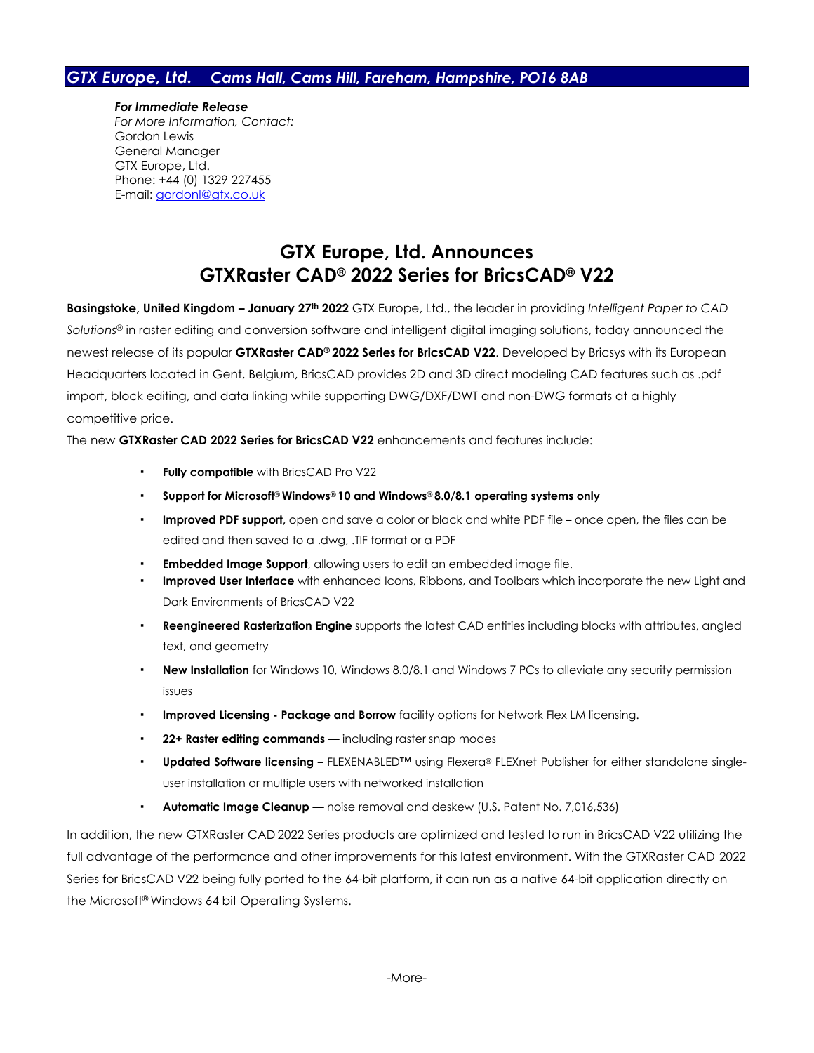***GTX Europe, Ltd.    Cams Hall, Cams Hill, Fareham, Hampshire, PO16 8AB***

***For Immediate Release***
*For More Information, Contact:*
Gordon Lewis
General Manager
GTX Europe, Ltd.
Phone: +44 (0) 1329 227455
E-mail: gordonl@gtx.co.uk

# GTX Europe, Ltd. Announces GTXRaster CAD® 2022 Series for BricsCAD® V22

**Basingstoke, United Kingdom – January 27th 2022** GTX Europe, Ltd., the leader in providing *Intelligent Paper to CAD Solutions*® in raster editing and conversion software and intelligent digital imaging solutions, today announced the newest release of its popular **GTXRaster CAD® 2022 Series for BricsCAD V22**. Developed by Bricsys with its European Headquarters located in Gent, Belgium, BricsCAD provides 2D and 3D direct modeling CAD features such as .pdf import, block editing, and data linking while supporting DWG/DXF/DWT and non-DWG formats at a highly competitive price.

The new **GTXRaster CAD 2022 Series for BricsCAD V22** enhancements and features include:

- **Fully compatible** with BricsCAD Pro V22
- **Support for Microsoft® Windows® 10 and Windows® 8.0/8.1 operating systems only**
- **Improved PDF support,** open and save a color or black and white PDF file – once open, the files can be edited and then saved to a .dwg, .TIF format or a PDF
- **Embedded Image Support**, allowing users to edit an embedded image file.
- **Improved User Interface** with enhanced Icons, Ribbons, and Toolbars which incorporate the new Light and Dark Environments of BricsCAD V22
- **Reengineered Rasterization Engine** supports the latest CAD entities including blocks with attributes, angled text, and geometry
- **New Installation** for Windows 10, Windows 8.0/8.1 and Windows 7 PCs to alleviate any security permission issues
- **Improved Licensing - Package and Borrow** facility options for Network Flex LM licensing.
- **22+ Raster editing commands** — including raster snap modes
- **Updated Software licensing** – FLEXENABLED™ using Flexera® FLEXnet Publisher for either standalone single-user installation or multiple users with networked installation
- **Automatic Image Cleanup** — noise removal and deskew (U.S. Patent No. 7,016,536)

In addition, the new GTXRaster CAD 2022 Series products are optimized and tested to run in BricsCAD V22 utilizing the full advantage of the performance and other improvements for this latest environment. With the GTXRaster CAD 2022 Series for BricsCAD V22 being fully ported to the 64-bit platform, it can run as a native 64-bit application directly on the Microsoft® Windows 64 bit Operating Systems.

-More-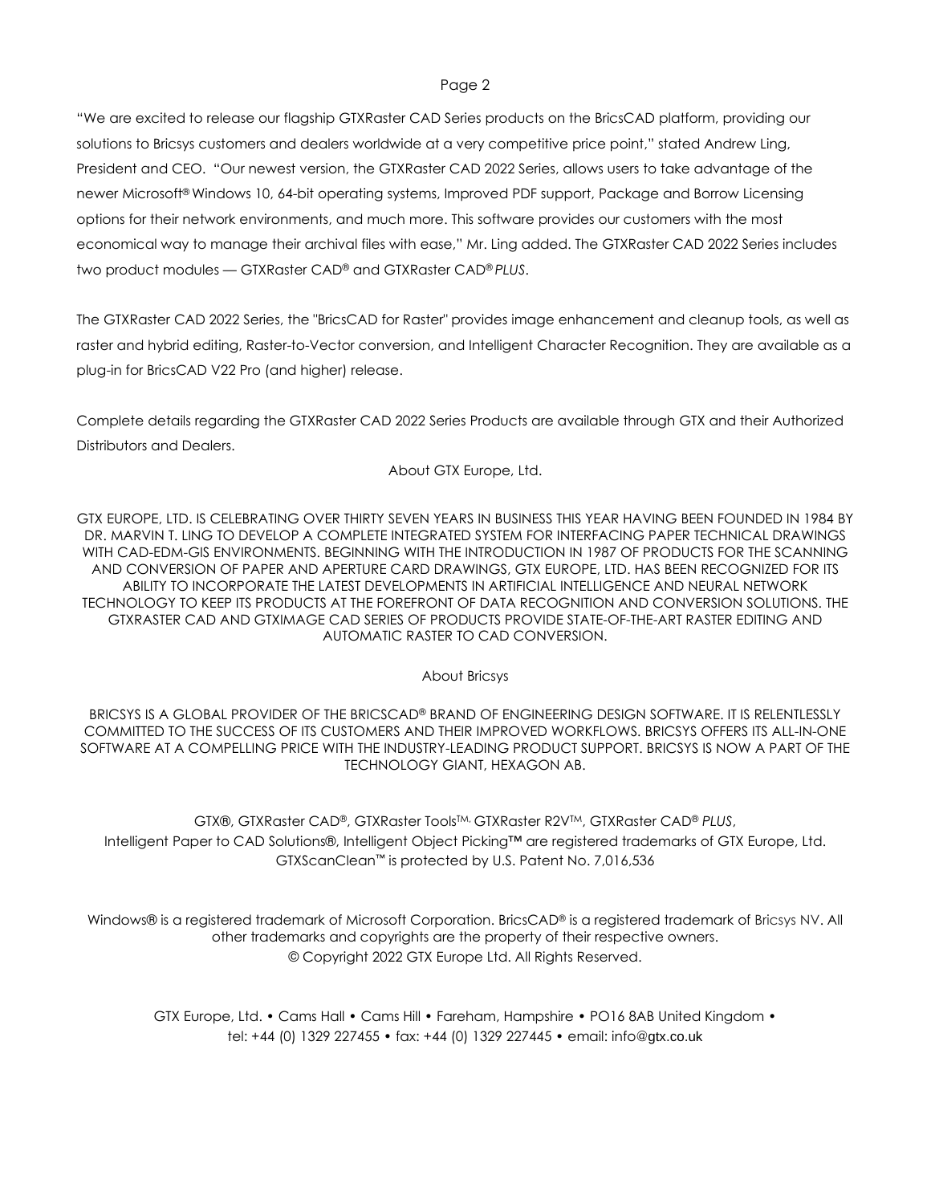"We are excited to release our flagship GTXRaster CAD Series products on the BricsCAD platform, providing our solutions to Bricsys customers and dealers worldwide at a very competitive price point," stated Andrew Ling, President and CEO. "Our newest version, the GTXRaster CAD 2022 Series, allows users to take advantage of the newer Microsoft® Windows 10, 64-bit operating systems, Improved PDF support, Package and Borrow Licensing options for their network environments, and much more. This software provides our customers with the most economical way to manage their archival files with ease," Mr. Ling added. The GTXRaster CAD 2022 Series includes two product modules — GTXRaster CAD® and GTXRaster CAD® *PLUS*.

The GTXRaster CAD 2022 Series, the "BricsCAD for Raster" provides image enhancement and cleanup tools, as well as raster and hybrid editing, Raster-to-Vector conversion, and Intelligent Character Recognition. They are available as a plug-in for BricsCAD V22 Pro (and higher) release.

Complete details regarding the GTXRaster CAD 2022 Series Products are available through GTX and their Authorized Distributors and Dealers.

## About GTX Europe, Ltd.

GTX EUROPE, LTD. IS CELEBRATING OVER THIRTY SEVEN YEARS IN BUSINESS THIS YEAR HAVING BEEN FOUNDED IN 1984 BY DR. MARVIN T. LING TO DEVELOP A COMPLETE INTEGRATED SYSTEM FOR INTERFACING PAPER TECHNICAL DRAWINGS WITH CAD-EDM-GIS ENVIRONMENTS. BEGINNING WITH THE INTRODUCTION IN 1987 OF PRODUCTS FOR THE SCANNING AND CONVERSION OF PAPER AND APERTURE CARD DRAWINGS, GTX EUROPE, LTD. HAS BEEN RECOGNIZED FOR ITS ABILITY TO INCORPORATE THE LATEST DEVELOPMENTS IN ARTIFICIAL INTELLIGENCE AND NEURAL NETWORK TECHNOLOGY TO KEEP ITS PRODUCTS AT THE FOREFRONT OF DATA RECOGNITION AND CONVERSION SOLUTIONS. THE GTXRASTER CAD AND GTXIMAGE CAD SERIES OF PRODUCTS PROVIDE STATE-OF-THE-ART RASTER EDITING AND AUTOMATIC RASTER TO CAD CONVERSION.

## About Bricsys

BRICSYS IS A GLOBAL PROVIDER OF THE BRICSCAD® BRAND OF ENGINEERING DESIGN SOFTWARE. IT IS RELENTLESSLY COMMITTED TO THE SUCCESS OF ITS CUSTOMERS AND THEIR IMPROVED WORKFLOWS. BRICSYS OFFERS ITS ALL-IN-ONE SOFTWARE AT A COMPELLING PRICE WITH THE INDUSTRY-LEADING PRODUCT SUPPORT. BRICSYS IS NOW A PART OF THE TECHNOLOGY GIANT, HEXAGON AB.

GTX®, GTXRaster CAD®, GTXRaster Tools™, GTXRaster R2V™, GTXRaster CAD® *PLUS*, Intelligent Paper to CAD Solutions®, Intelligent Object Picking™ are registered trademarks of GTX Europe, Ltd. GTXScanClean™ is protected by U.S. Patent No. 7,016,536

Windows® is a registered trademark of Microsoft Corporation. BricsCAD® is a registered trademark of Bricsys NV. All other trademarks and copyrights are the property of their respective owners.
© Copyright 2022 GTX Europe Ltd. All Rights Reserved.

GTX Europe, Ltd. • Cams Hall • Cams Hill • Fareham, Hampshire • PO16 8AB United Kingdom • tel: +44 (0) 1329 227455 • fax: +44 (0) 1329 227445 • email: info@gtx.co.uk